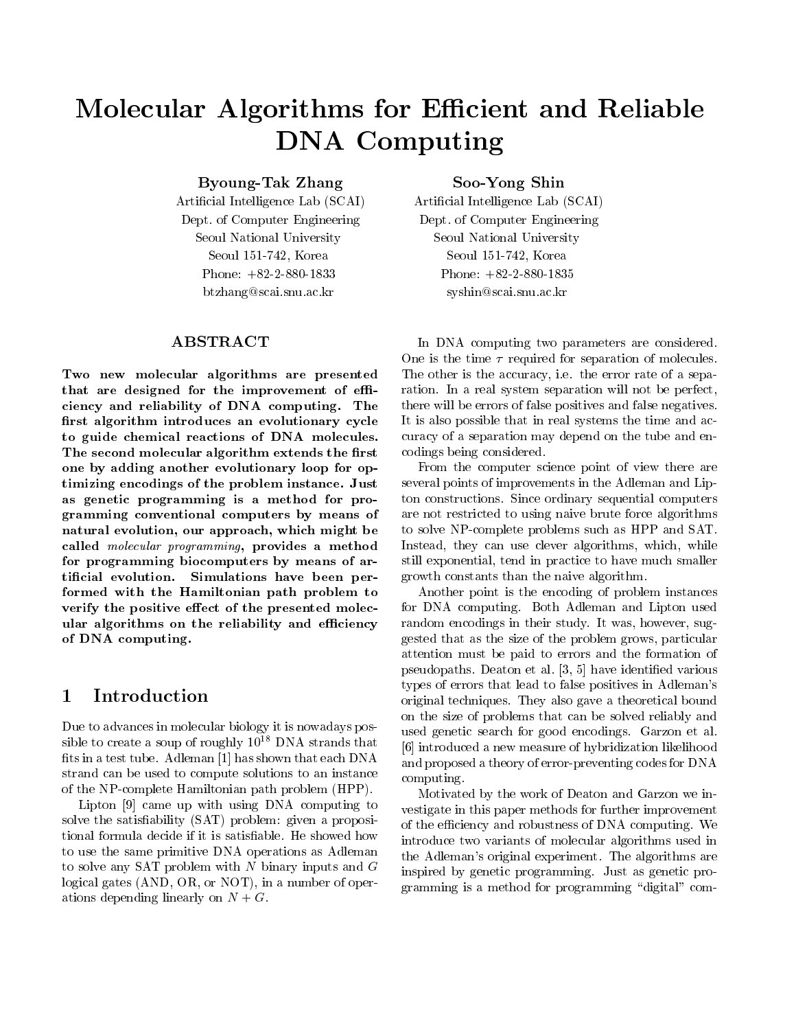# Molecular Algorithms for Efficient and Reliable DNA Computing

**Byoung-Tak Zhang**
Artificial Intelligence Lab (SCAI)
Dept. of Computer Engineering
Seoul National University
Seoul 151-742, Korea
Phone: +82-2-880-1833
btzhang@scai.snu.ac.kr

**Soo-Yong Shin**
Artificial Intelligence Lab (SCAI)
Dept. of Computer Engineering
Seoul National University
Seoul 151-742, Korea
Phone: +82-2-880-1835
syshin@scai.snu.ac.kr

## ABSTRACT

**Two new molecular algorithms are presented that are designed for the improvement of efficiency and reliability of DNA computing. The first algorithm introduces an evolutionary cycle to guide chemical reactions of DNA molecules. The second molecular algorithm extends the first one by adding another evolutionary loop for optimizing encodings of the problem instance. Just as genetic programming is a method for programming conventional computers by means of natural evolution, our approach, which might be called *molecular programming*, provides a method for programming biocomputers by means of artificial evolution. Simulations have been performed with the Hamiltonian path problem to verify the positive effect of the presented molecular algorithms on the reliability and efficiency of DNA computing.**

## 1 Introduction

Due to advances in molecular biology it is nowadays possible to create a soup of roughly $10^{18}$ DNA strands that fits in a test tube. Adleman [1] has shown that each DNA strand can be used to compute solutions to an instance of the NP-complete Hamiltonian path problem (HPP).

Lipton [9] came up with using DNA computing to solve the satisfiability (SAT) problem: given a propositional formula decide if it is satisfiable. He showed how to use the same primitive DNA operations as Adleman to solve any SAT problem with $N$ binary inputs and $G$ logical gates (AND, OR, or NOT), in a number of operations depending linearly on $N + G$.

In DNA computing two parameters are considered. One is the time $\tau$ required for separation of molecules. The other is the accuracy, i.e. the error rate of a separation. In a real system separation will not be perfect, there will be errors of false positives and false negatives. It is also possible that in real systems the time and accuracy of a separation may depend on the tube and encodings being considered.

From the computer science point of view there are several points of improvements in the Adleman and Lipton constructions. Since ordinary sequential computers are not restricted to using naive brute force algorithms to solve NP-complete problems such as HPP and SAT. Instead, they can use clever algorithms, which, while still exponential, tend in practice to have much smaller growth constants than the naive algorithm.

Another point is the encoding of problem instances for DNA computing. Both Adleman and Lipton used random encodings in their study. It was, however, suggested that as the size of the problem grows, particular attention must be paid to errors and the formation of pseudopaths. Deaton et al. [3, 5] have identified various types of errors that lead to false positives in Adleman's original techniques. They also gave a theoretical bound on the size of problems that can be solved reliably and used genetic search for good encodings. Garzon et al. [6] introduced a new measure of hybridization likelihood and proposed a theory of error-preventing codes for DNA computing.

Motivated by the work of Deaton and Garzon we investigate in this paper methods for further improvement of the efficiency and robustness of DNA computing. We introduce two variants of molecular algorithms used in the Adleman's original experiment. The algorithms are inspired by genetic programming. Just as genetic programming is a method for programming "digital" com-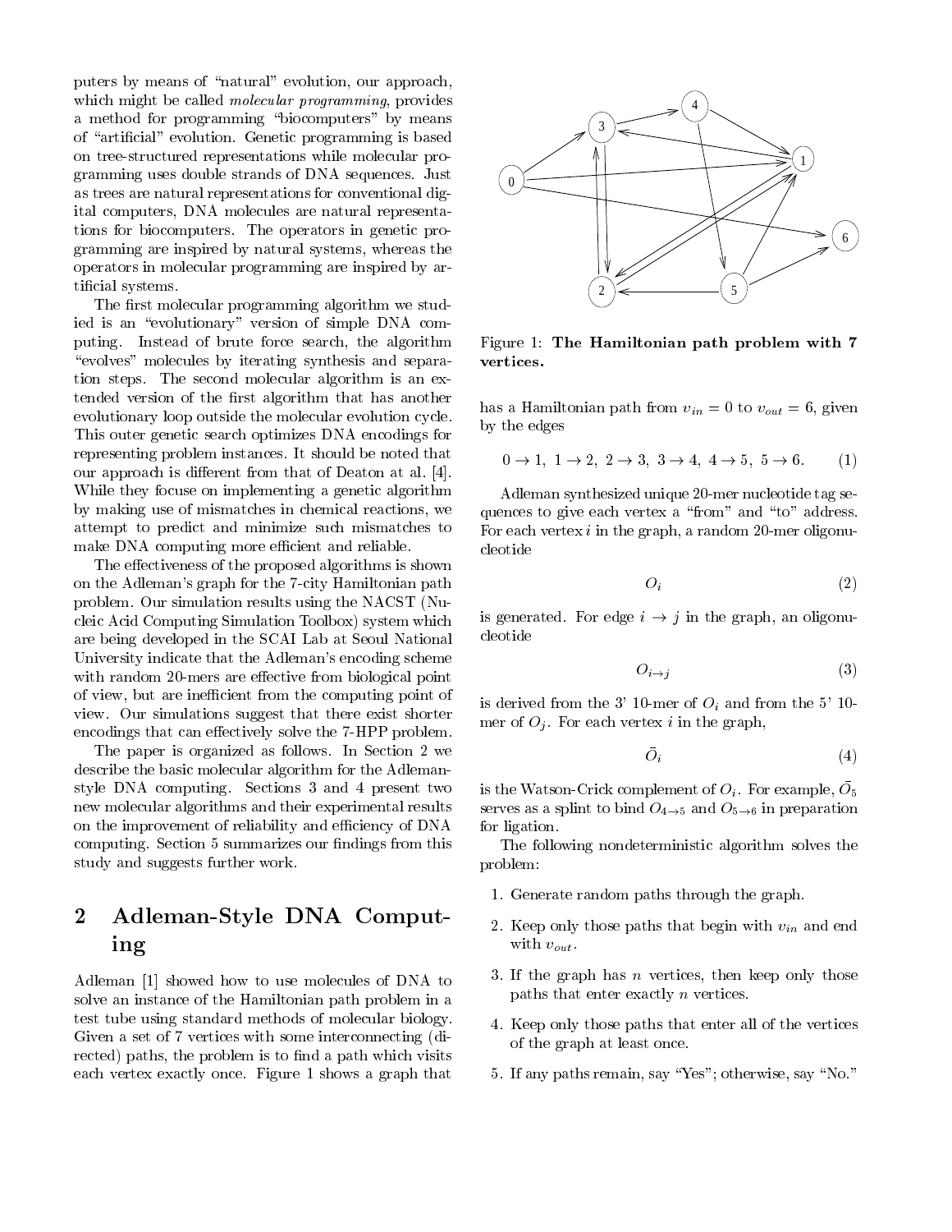puters by means of "natural" evolution, our approach, which might be called *molecular programming*, provides a method for programming "biocomputers" by means of "artificial" evolution. Genetic programming is based on tree-structured representations while molecular programming uses double strands of DNA sequences. Just as trees are natural representations for conventional digital computers, DNA molecules are natural representations for biocomputers. The operators in genetic programming are inspired by natural systems, whereas the operators in molecular programming are inspired by artificial systems.

The first molecular programming algorithm we studied is an "evolutionary" version of simple DNA computing. Instead of brute force search, the algorithm "evolves" molecules by iterating synthesis and separation steps. The second molecular algorithm is an extended version of the first algorithm that has another evolutionary loop outside the molecular evolution cycle. This outer genetic search optimizes DNA encodings for representing problem instances. It should be noted that our approach is different from that of Deaton at al. [4]. While they focuse on implementing a genetic algorithm by making use of mismatches in chemical reactions, we attempt to predict and minimize such mismatches to make DNA computing more efficient and reliable.

The effectiveness of the proposed algorithms is shown on the Adleman's graph for the 7-city Hamiltonian path problem. Our simulation results using the NACST (Nucleic Acid Computing Simulation Toolbox) system which are being developed in the SCAI Lab at Seoul National University indicate that the Adleman's encoding scheme with random 20-mers are effective from biological point of view, but are inefficient from the computing point of view. Our simulations suggest that there exist shorter encodings that can effectively solve the 7-HPP problem.

The paper is organized as follows. In Section 2 we describe the basic molecular algorithm for the Adleman-style DNA computing. Sections 3 and 4 present two new molecular algorithms and their experimental results on the improvement of reliability and efficiency of DNA computing. Section 5 summarizes our findings from this study and suggests further work.

## 2 Adleman-Style DNA Computing

Adleman [1] showed how to use molecules of DNA to solve an instance of the Hamiltonian path problem in a test tube using standard methods of molecular biology. Given a set of 7 vertices with some interconnecting (directed) paths, the problem is to find a path which visits each vertex exactly once. Figure 1 shows a graph that has a Hamiltonian path from $v_{in} = 0$ to $v_{out} = 6$, given by the edges

Figure 1: **The Hamiltonian path problem with 7 vertices.**

$$0 \rightarrow 1,\ 1 \rightarrow 2,\ 2 \rightarrow 3,\ 3 \rightarrow 4,\ 4 \rightarrow 5,\ 5 \rightarrow 6. \quad (1)$$

Adleman synthesized unique 20-mer nucleotide tag sequences to give each vertex a "from" and "to" address. For each vertex $i$ in the graph, a random 20-mer oligonucleotide

$$O_i \quad (2)$$

is generated. For edge $i \rightarrow j$ in the graph, an oligonucleotide

$$O_{i \rightarrow j} \quad (3)$$

is derived from the 3' 10-mer of $O_i$ and from the 5' 10-mer of $O_j$. For each vertex $i$ in the graph,

$$\bar{O}_i \quad (4)$$

is the Watson-Crick complement of $O_i$. For example, $\bar{O}_5$ serves as a splint to bind $O_{4 \rightarrow 5}$ and $O_{5 \rightarrow 6}$ in preparation for ligation.

The following nondeterministic algorithm solves the problem:

1. Generate random paths through the graph.
2. Keep only those paths that begin with $v_{in}$ and end with $v_{out}$.
3. If the graph has $n$ vertices, then keep only those paths that enter exactly $n$ vertices.
4. Keep only those paths that enter all of the vertices of the graph at least once.
5. If any paths remain, say "Yes"; otherwise, say "No."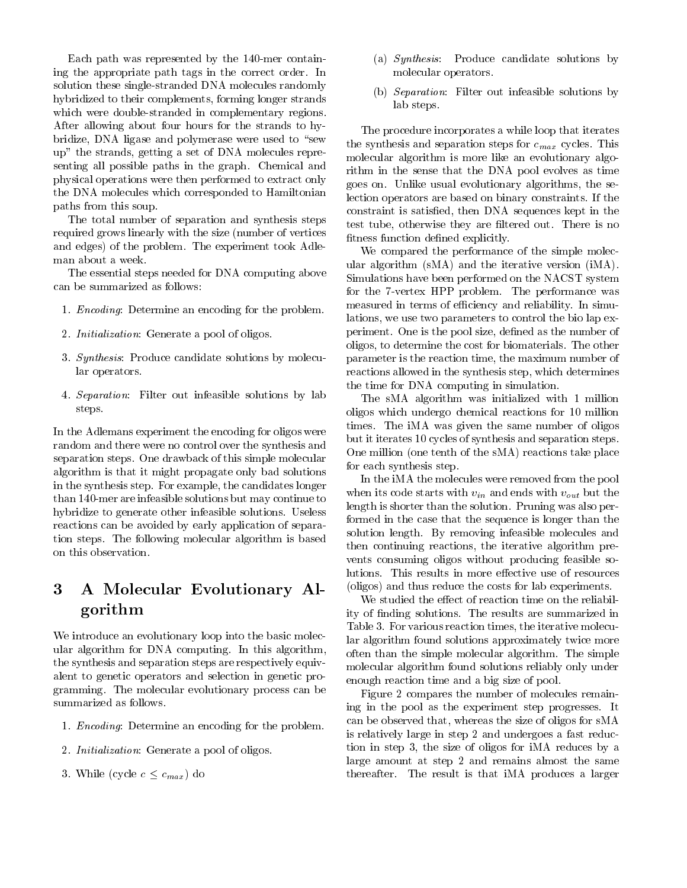Each path was represented by the 140-mer containing the appropriate path tags in the correct order. In solution these single-stranded DNA molecules randomly hybridized to their complements, forming longer strands which were double-stranded in complementary regions. After allowing about four hours for the strands to hybridize, DNA ligase and polymerase were used to "sew up" the strands, getting a set of DNA molecules representing all possible paths in the graph. Chemical and physical operations were then performed to extract only the DNA molecules which corresponded to Hamiltonian paths from this soup.

The total number of separation and synthesis steps required grows linearly with the size (number of vertices and edges) of the problem. The experiment took Adleman about a week.

The essential steps needed for DNA computing above can be summarized as follows:

1. *Encoding*: Determine an encoding for the problem.
2. *Initialization*: Generate a pool of oligos.
3. *Synthesis*: Produce candidate solutions by molecular operators.
4. *Separation*: Filter out infeasible solutions by lab steps.

In the Adlemans experiment the encoding for oligos were random and there were no control over the synthesis and separation steps. One drawback of this simple molecular algorithm is that it might propagate only bad solutions in the synthesis step. For example, the candidates longer than 140-mer are infeasible solutions but may continue to hybridize to generate other infeasible solutions. Useless reactions can be avoided by early application of separation steps. The following molecular algorithm is based on this observation.

# 3 A Molecular Evolutionary Algorithm

We introduce an evolutionary loop into the basic molecular algorithm for DNA computing. In this algorithm, the synthesis and separation steps are respectively equivalent to genetic operators and selection in genetic programming. The molecular evolutionary process can be summarized as follows.

1. *Encoding*: Determine an encoding for the problem.
2. *Initialization*: Generate a pool of oligos.
3. While (cycle $c \leq c_{max}$) do
   (a) *Synthesis*: Produce candidate solutions by molecular operators.
   (b) *Separation*: Filter out infeasible solutions by lab steps.

The procedure incorporates a while loop that iterates the synthesis and separation steps for $c_{max}$ cycles. This molecular algorithm is more like an evolutionary algorithm in the sense that the DNA pool evolves as time goes on. Unlike usual evolutionary algorithms, the selection operators are based on binary constraints. If the constraint is satisfied, then DNA sequences kept in the test tube, otherwise they are filtered out. There is no fitness function defined explicitly.

We compared the performance of the simple molecular algorithm (sMA) and the iterative version (iMA). Simulations have been performed on the NACST system for the 7-vertex HPP problem. The performance was measured in terms of efficiency and reliability. In simulations, we use two parameters to control the bio lap experiment. One is the pool size, defined as the number of oligos, to determine the cost for biomaterials. The other parameter is the reaction time, the maximum number of reactions allowed in the synthesis step, which determines the time for DNA computing in simulation.

The sMA algorithm was initialized with 1 million oligos which undergo chemical reactions for 10 million times. The iMA was given the same number of oligos but it iterates 10 cycles of synthesis and separation steps. One million (one tenth of the sMA) reactions take place for each synthesis step.

In the iMA the molecules were removed from the pool when its code starts with $v_{in}$ and ends with $v_{out}$ but the length is shorter than the solution. Pruning was also performed in the case that the sequence is longer than the solution length. By removing infeasible molecules and then continuing reactions, the iterative algorithm prevents consuming oligos without producing feasible solutions. This results in more effective use of resources (oligos) and thus reduce the costs for lab experiments.

We studied the effect of reaction time on the reliability of finding solutions. The results are summarized in Table 3. For various reaction times, the iterative molecular algorithm found solutions approximately twice more often than the simple molecular algorithm. The simple molecular algorithm found solutions reliably only under enough reaction time and a big size of pool.

Figure 2 compares the number of molecules remaining in the pool as the experiment step progresses. It can be observed that, whereas the size of oligos for sMA is relatively large in step 2 and undergoes a fast reduction in step 3, the size of oligos for iMA reduces by a large amount at step 2 and remains almost the same thereafter. The result is that iMA produces a larger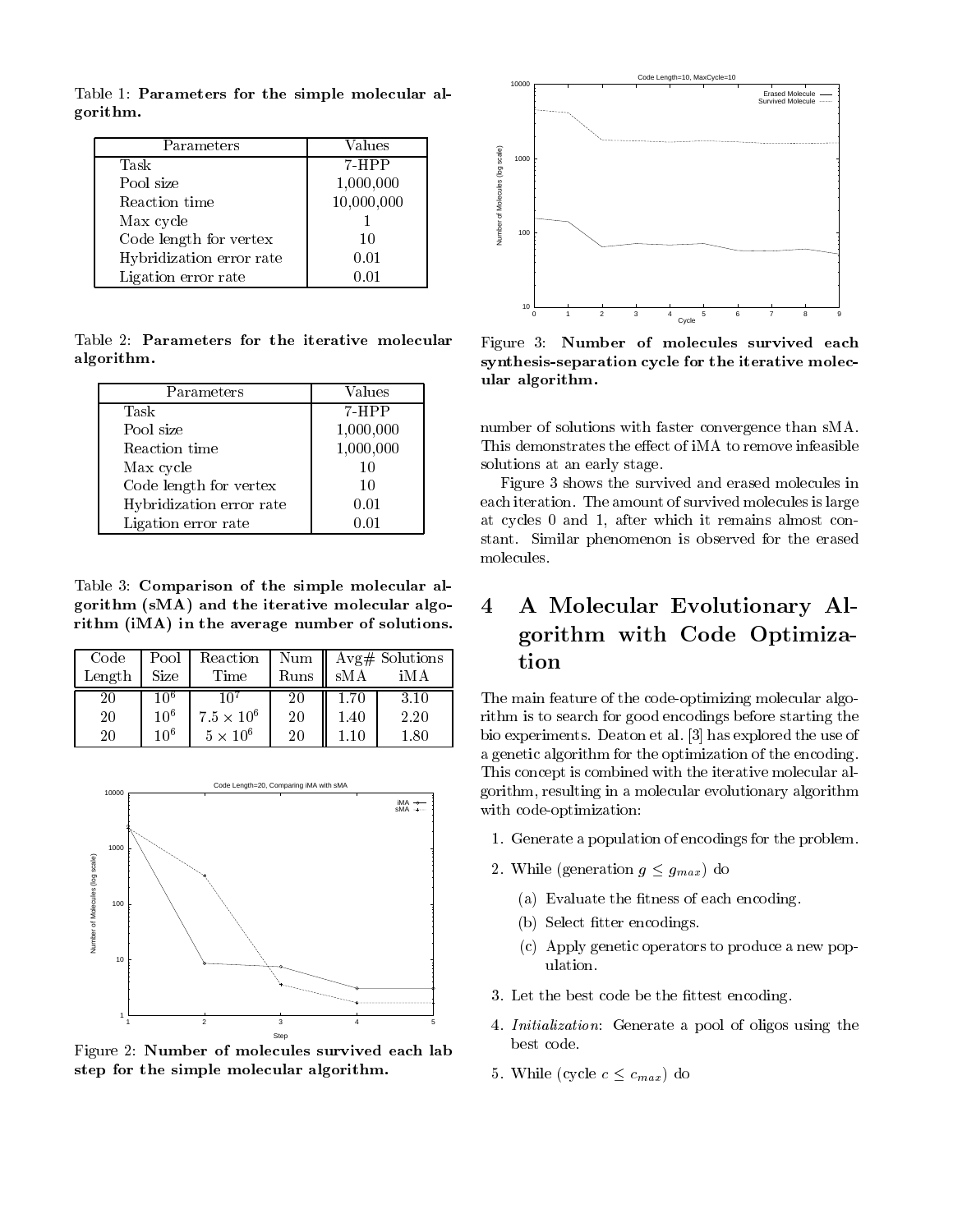Table 1: **Parameters for the simple molecular algorithm.**

| Parameters | Values |
|---|---|
| Task | 7-HPP |
| Pool size | 1,000,000 |
| Reaction time | 10,000,000 |
| Max cycle | 1 |
| Code length for vertex | 10 |
| Hybridization error rate | 0.01 |
| Ligation error rate | 0.01 |

Table 2: **Parameters for the iterative molecular algorithm.**

| Parameters | Values |
|---|---|
| Task | 7-HPP |
| Pool size | 1,000,000 |
| Reaction time | 1,000,000 |
| Max cycle | 10 |
| Code length for vertex | 10 |
| Hybridization error rate | 0.01 |
| Ligation error rate | 0.01 |

Table 3: **Comparison of the simple molecular algorithm (sMA) and the iterative molecular algorithm (iMA) in the average number of solutions.**

| Code Length | Pool Size | Reaction Time | Num Runs | Avg# Solutions | |
|---|---|---|---|---|---|
| | | | | sMA | iMA |
| 20 | $10^6$ | $10^7$ | 20 | 1.70 | 3.10 |
| 20 | $10^6$ | $7.5 \times 10^6$ | 20 | 1.40 | 2.20 |
| 20 | $10^6$ | $5 \times 10^6$ | 20 | 1.10 | 1.80 |

Figure 2: **Number of molecules survived each lab step for the simple molecular algorithm.**

Figure 3: **Number of molecules survived each synthesis-separation cycle for the iterative molecular algorithm.**

number of solutions with faster convergence than sMA. This demonstrates the effect of iMA to remove infeasible solutions at an early stage.

Figure 3 shows the survived and erased molecules in each iteration. The amount of survived molecules is large at cycles 0 and 1, after which it remains almost constant. Similar phenomenon is observed for the erased molecules.

# 4 A Molecular Evolutionary Algorithm with Code Optimization

The main feature of the code-optimizing molecular algorithm is to search for good encodings before starting the bio experiments. Deaton et al. [3] has explored the use of a genetic algorithm for the optimization of the encoding. This concept is combined with the iterative molecular algorithm, resulting in a molecular evolutionary algorithm with code-optimization:

1. Generate a population of encodings for the problem.
2. While (generation $g \leq g_{max}$) do
   (a) Evaluate the fitness of each encoding.
   (b) Select fitter encodings.
   (c) Apply genetic operators to produce a new population.
3. Let the best code be the fittest encoding.
4. *Initialization*: Generate a pool of oligos using the best code.
5. While (cycle $c \leq c_{max}$) do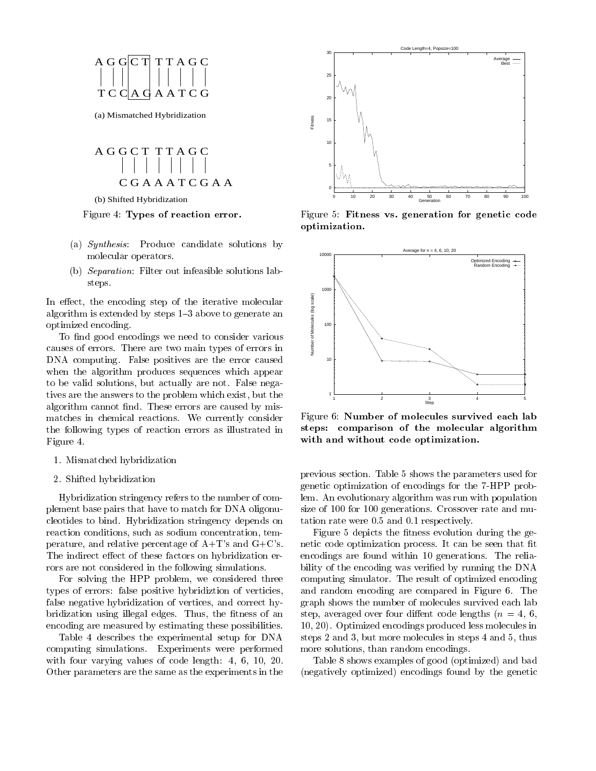```
A G G C T   T T A G C
| | |       | | | | |
T C C A G   A A T C G
```

(a) Mismatched Hybridization

```
A G G C T  T T A G C
    | | | | | | | |
    C G A A A T C G A A
```

(b) Shifted Hybridization

Figure 4: **Types of reaction error.**

(a) *Synthesis*: Produce candidate solutions by molecular operators.

(b) *Separation*: Filter out infeasible solutions labsteps.

In effect, the encoding step of the iterative molecular algorithm is extended by steps 1–3 above to generate an optimized encoding.

To find good encodings we need to consider various causes of errors. There are two main types of errors in DNA computing. False positives are the error caused when the algorithm produces sequences which appear to be valid solutions, but actually are not. False negatives are the answers to the problem which exist, but the algorithm cannot find. These errors are caused by mismatches in chemical reactions. We currently consider the following types of reaction errors as illustrated in Figure 4.

1. Mismatched hybridization
2. Shifted hybridization

Hybridization stringency refers to the number of complement base pairs that have to match for DNA oligonucleotides to bind. Hybridization stringency depends on reaction conditions, such as sodium concentration, temperature, and relative percentage of A+T's and G+C's. The indirect effect of these factors on hybridization errors are not considered in the following simulations.

For solving the HPP problem, we considered three types of errors: false positive hybridiztion of verticies, false negative hybridization of vertices, and correct hybridization using illegal edges. Thus, the fitness of an encoding are measured by estimating these possibilities.

Table 4 describes the experimental setup for DNA computing simulations. Experiments were performed with four varying values of code length: 4, 6, 10, 20. Other parameters are the same as the experiments in the previous section. Table 5 shows the parameters used for genetic optimization of encodings for the 7-HPP problem. An evolutionary algorithm was run with population size of 100 for 100 generations. Crossover rate and mutation rate were 0.5 and 0.1 respectively.

Figure 5: **Fitness vs. generation for genetic code optimization.**

Figure 6: **Number of molecules survived each lab steps: comparison of the molecular algorithm with and without code optimization.**

Figure 5 depicts the fitness evolution during the genetic code optimization process. It can be seen that fit encodings are found within 10 generations. The reliability of the encoding was verified by running the DNA computing simulator. The result of optimized encoding and random encoding are compared in Figure 6. The graph shows the number of molecules survived each lab step, averaged over four diffent code lengths ($n$ = 4, 6, 10, 20). Optimized encodings produced less molecules in steps 2 and 3, but more molecules in steps 4 and 5, thus more solutions, than random encodings.

Table 8 shows examples of good (optimized) and bad (negatively optimized) encodings found by the genetic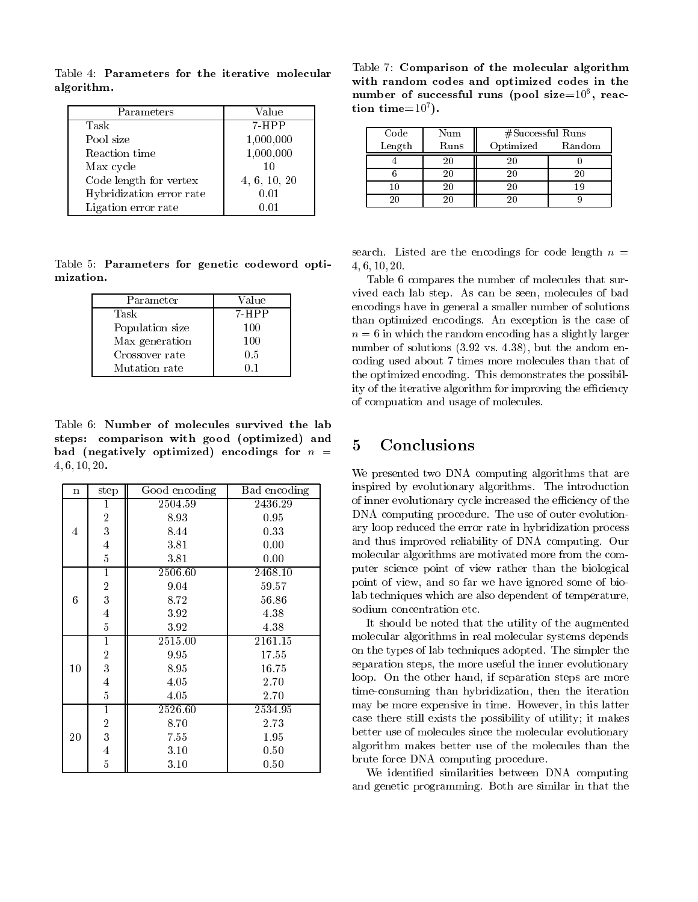Table 4: **Parameters for the iterative molecular algorithm.**

| Parameters | Value |
|---|---|
| Task | 7-HPP |
| Pool size | 1,000,000 |
| Reaction time | 1,000,000 |
| Max cycle | 10 |
| Code length for vertex | 4, 6, 10, 20 |
| Hybridization error rate | 0.01 |
| Ligation error rate | 0.01 |

Table 5: **Parameters for genetic codeword optimization.**

| Parameter | Value |
|---|---|
| Task | 7-HPP |
| Population size | 100 |
| Max generation | 100 |
| Crossover rate | 0.5 |
| Mutation rate | 0.1 |

Table 6: **Number of molecules survived the lab steps: comparison with good (optimized) and bad (negatively optimized) encodings for $n = 4, 6, 10, 20$.**

| n | step | Good encoding | Bad encoding |
|---|---|---|---|
| 4 | 1 | 2504.59 | 2436.29 |
| | 2 | 8.93 | 0.95 |
| | 3 | 8.44 | 0.33 |
| | 4 | 3.81 | 0.00 |
| | 5 | 3.81 | 0.00 |
| 6 | 1 | 2506.60 | 2468.10 |
| | 2 | 9.04 | 59.57 |
| | 3 | 8.72 | 56.86 |
| | 4 | 3.92 | 4.38 |
| | 5 | 3.92 | 4.38 |
| 10 | 1 | 2515.00 | 2161.15 |
| | 2 | 9.95 | 17.55 |
| | 3 | 8.95 | 16.75 |
| | 4 | 4.05 | 2.70 |
| | 5 | 4.05 | 2.70 |
| 20 | 1 | 2526.60 | 2534.95 |
| | 2 | 8.70 | 2.73 |
| | 3 | 7.55 | 1.95 |
| | 4 | 3.10 | 0.50 |
| | 5 | 3.10 | 0.50 |

Table 7: **Comparison of the molecular algorithm with random codes and optimized codes in the number of successful runs (pool size=$10^6$, reaction time=$10^7$).**

| Code Length | Num Runs | #Successful Runs | |
|---|---|---|---|
| | | Optimized | Random |
| 4 | 20 | 20 | 0 |
| 6 | 20 | 20 | 20 |
| 10 | 20 | 20 | 19 |
| 20 | 20 | 20 | 9 |

search. Listed are the encodings for code length $n = 4, 6, 10, 20$.

Table 6 compares the number of molecules that survived each lab step. As can be seen, molecules of bad encodings have in general a smaller number of solutions than optimized encodings. An exception is the case of $n = 6$ in which the random encoding has a slightly larger number of solutions (3.92 vs. 4.38), but the andom encoding used about 7 times more molecules than that of the optimized encoding. This demonstrates the possibility of the iterative algorithm for improving the efficiency of compuation and usage of molecules.

# 5 Conclusions

We presented two DNA computing algorithms that are inspired by evolutionary algorithms. The introduction of inner evolutionary cycle increased the efficiency of the DNA computing procedure. The use of outer evolutionary loop reduced the error rate in hybridization process and thus improved reliability of DNA computing. Our molecular algorithms are motivated more from the computer science point of view rather than the biological point of view, and so far we have ignored some of biolab techniques which are also dependent of temperature, sodium concentration etc.

It should be noted that the utility of the augmented molecular algorithms in real molecular systems depends on the types of lab techniques adopted. The simpler the separation steps, the more useful the inner evolutionary loop. On the other hand, if separation steps are more time-consuming than hybridization, then the iteration may be more expensive in time. However, in this latter case there still exists the possibility of utility; it makes better use of molecules since the molecular evolutionary algorithm makes better use of the molecules than the brute force DNA computing procedure.

We identified similarities between DNA computing and genetic programming. Both are similar in that the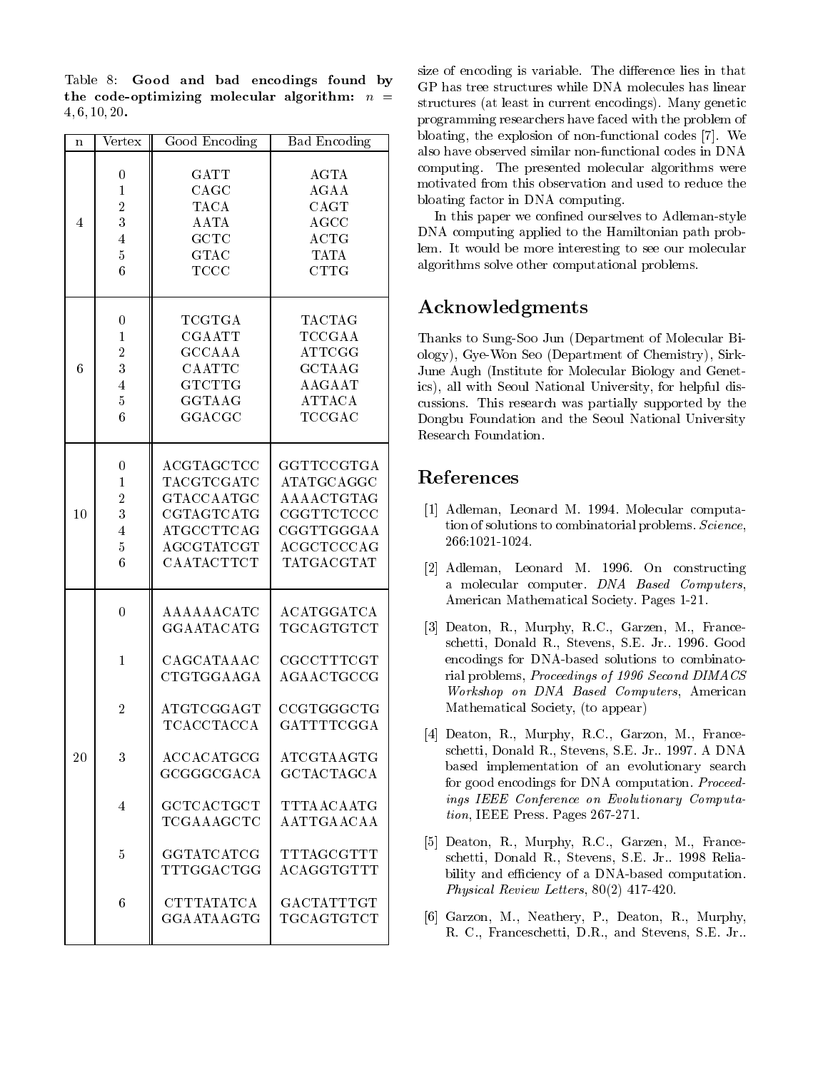Table 8: **Good and bad encodings found by the code-optimizing molecular algorithm: $n = 4, 6, 10, 20$.**

| n | Vertex | Good Encoding | Bad Encoding |
|---|---|---|---|
| 4 | 0 | GATT | AGTA |
| | 1 | CAGC | AGAA |
| | 2 | TACA | CAGT |
| | 3 | AATA | AGCC |
| | 4 | GCTC | ACTG |
| | 5 | GTAC | TATA |
| | 6 | TCCC | CTTG |
| 6 | 0 | TCGTGA | TACTAG |
| | 1 | CGAATT | TCCGAA |
| | 2 | GCCAAA | ATTCGG |
| | 3 | CAATTC | GCTAAG |
| | 4 | GTCTTG | AAGAAT |
| | 5 | GGTAAG | ATTACA |
| | 6 | GGACGC | TCCGAC |
| 10 | 0 | ACGTAGCTCC | GGTTCCGTGA |
| | 1 | TACGTCGATC | ATATGCAGGC |
| | 2 | GTACCAATGC | AAAACTGTAG |
| | 3 | CGTAGTCATG | CGGTTCTCCC |
| | 4 | ATGCCTTCAG | CGGTTGGGAA |
| | 5 | AGCGTATCGT | ACGCTCCCAG |
| | 6 | CAATACTTCT | TATGACGTAT |
| 20 | 0 | AAAAAACATC GGAATACATG | ACATGGATCA TGCAGTGTCT |
| | 1 | CAGCATAAAC CTGTGGAAGA | CGCCTTTCGT AGAACTGCCG |
| | 2 | ATGTCGGAGT TCACCTACCA | CCGTGGGCTG GATTTTCGGA |
| | 3 | ACCACATGCG GCGGGCGACA | ATCGTAAGTG GCTACTAGCA |
| | 4 | GCTCACTGCT TCGAAAGCTC | TTTAACAATG AATTGAACAA |
| | 5 | GGTATCATCG TTTGGACTGG | TTTAGCGTTT ACAGGTGTTT |
| | 6 | CTTTATATCA GGAATAAGTG | GACTATTTGT TGCAGTGTCT |

size of encoding is variable. The difference lies in that GP has tree structures while DNA molecules has linear structures (at least in current encodings). Many genetic programming researchers have faced with the problem of bloating, the explosion of non-functional codes [7]. We also have observed similar non-functional codes in DNA computing. The presented molecular algorithms were motivated from this observation and used to reduce the bloating factor in DNA computing.

In this paper we confined ourselves to Adleman-style DNA computing applied to the Hamiltonian path problem. It would be more interesting to see our molecular algorithms solve other computational problems.

## Acknowledgments

Thanks to Sung-Soo Jun (Department of Molecular Biology), Gye-Won Seo (Department of Chemistry), Sirk-June Augh (Institute for Molecular Biology and Genetics), all with Seoul National University, for helpful discussions. This research was partially supported by the Dongbu Foundation and the Seoul National University Research Foundation.

## References

[1] Adleman, Leonard M. 1994. Molecular computation of solutions to combinatorial problems. *Science*, 266:1021-1024.

[2] Adleman, Leonard M. 1996. On constructing a molecular computer. *DNA Based Computers*, American Mathematical Society. Pages 1-21.

[3] Deaton, R., Murphy, R.C., Garzen, M., Franceschetti, Donald R., Stevens, S.E. Jr.. 1996. Good encodings for DNA-based solutions to combinatorial problems, *Proceedings of 1996 Second DIMACS Workshop on DNA Based Computers*, American Mathematical Society, (to appear)

[4] Deaton, R., Murphy, R.C., Garzon, M., Franceschetti, Donald R., Stevens, S.E. Jr.. 1997. A DNA based implementation of an evolutionary search for good encodings for DNA computation. *Proceedings IEEE Conference on Evolutionary Computation*, IEEE Press. Pages 267-271.

[5] Deaton, R., Murphy, R.C., Garzen, M., Franceschetti, Donald R., Stevens, S.E. Jr.. 1998 Reliability and efficiency of a DNA-based computation. *Physical Review Letters*, 80(2) 417-420.

[6] Garzon, M., Neathery, P., Deaton, R., Murphy, R. C., Franceschetti, D.R., and Stevens, S.E. Jr..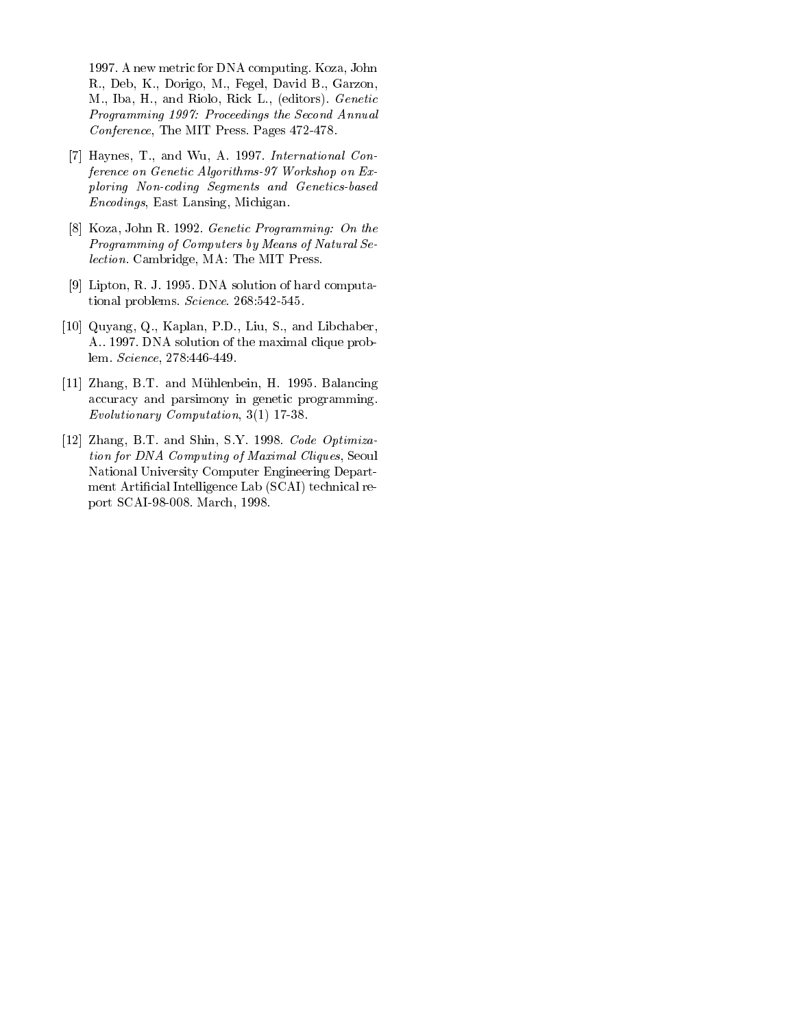1997. A new metric for DNA computing. Koza, John R., Deb, K., Dorigo, M., Fegel, David B., Garzon, M., Iba, H., and Riolo, Rick L., (editors). *Genetic Programming 1997: Proceedings the Second Annual Conference*, The MIT Press. Pages 472-478.

[7] Haynes, T., and Wu, A. 1997. *International Conference on Genetic Algorithms-97 Workshop on Exploring Non-coding Segments and Genetics-based Encodings*, East Lansing, Michigan.

[8] Koza, John R. 1992. *Genetic Programming: On the Programming of Computers by Means of Natural Selection*. Cambridge, MA: The MIT Press.

[9] Lipton, R. J. 1995. DNA solution of hard computational problems. *Science*. 268:542-545.

[10] Quyang, Q., Kaplan, P.D., Liu, S., and Libchaber, A.. 1997. DNA solution of the maximal clique problem. *Science*, 278:446-449.

[11] Zhang, B.T. and Mühlenbein, H. 1995. Balancing accuracy and parsimony in genetic programming. *Evolutionary Computation*, 3(1) 17-38.

[12] Zhang, B.T. and Shin, S.Y. 1998. *Code Optimization for DNA Computing of Maximal Cliques*, Seoul National University Computer Engineering Department Artificial Intelligence Lab (SCAI) technical report SCAI-98-008. March, 1998.